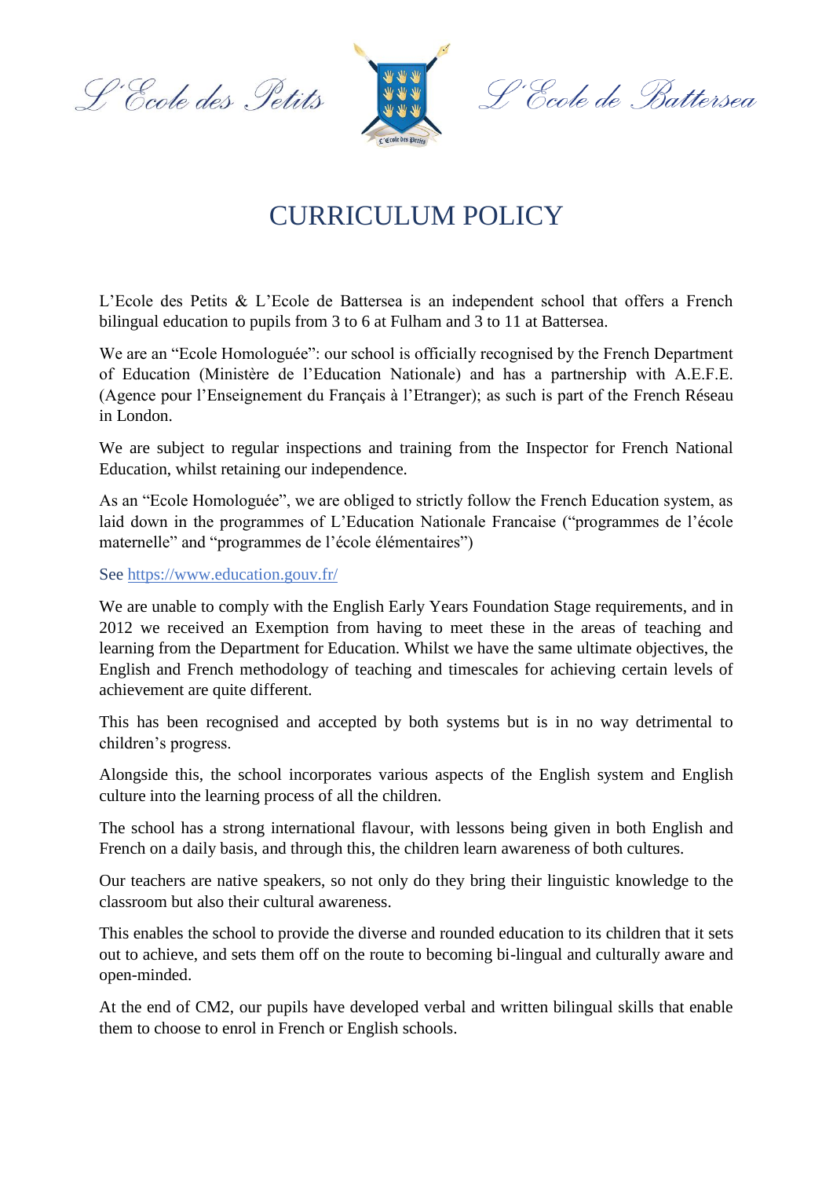L'Ecole des Petits L'Ecole de Battersea

# CURRICULUM POLICY

L'Ecole des Petits & L'Ecole de Battersea is an independent school that offers a French bilingual education to pupils from 3 to 6 at Fulham and 3 to 11 at Battersea.

We are an "Ecole Homologuée": our school is officially recognised by the French Department of Education (Ministère de l'Education Nationale) and has a partnership with A.E.F.E. (Agence pour l'Enseignement du Français à l'Etranger); as such is part of the French Réseau in London.

We are subject to regular inspections and training from the Inspector for French National Education, whilst retaining our independence.

As an "Ecole Homologuée", we are obliged to strictly follow the French Education system, as laid down in the programmes of L'Education Nationale Francaise ("programmes de l'école maternelle" and "programmes de l'école élémentaires")

See https://www.education.gouv.fr/

We are unable to comply with the English Early Years Foundation Stage requirements, and in 2012 we received an Exemption from having to meet these in the areas of teaching and learning from the Department for Education. Whilst we have the same ultimate objectives, the English and French methodology of teaching and timescales for achieving certain levels of achievement are quite different.

This has been recognised and accepted by both systems but is in no way detrimental to children's progress.

Alongside this, the school incorporates various aspects of the English system and English culture into the learning process of all the children.

The school has a strong international flavour, with lessons being given in both English and French on a daily basis, and through this, the children learn awareness of both cultures.

Our teachers are native speakers, so not only do they bring their linguistic knowledge to the classroom but also their cultural awareness.

This enables the school to provide the diverse and rounded education to its children that it sets out to achieve, and sets them off on the route to becoming bi-lingual and culturally aware and open-minded.

At the end of CM2, our pupils have developed verbal and written bilingual skills that enable them to choose to enrol in French or English schools.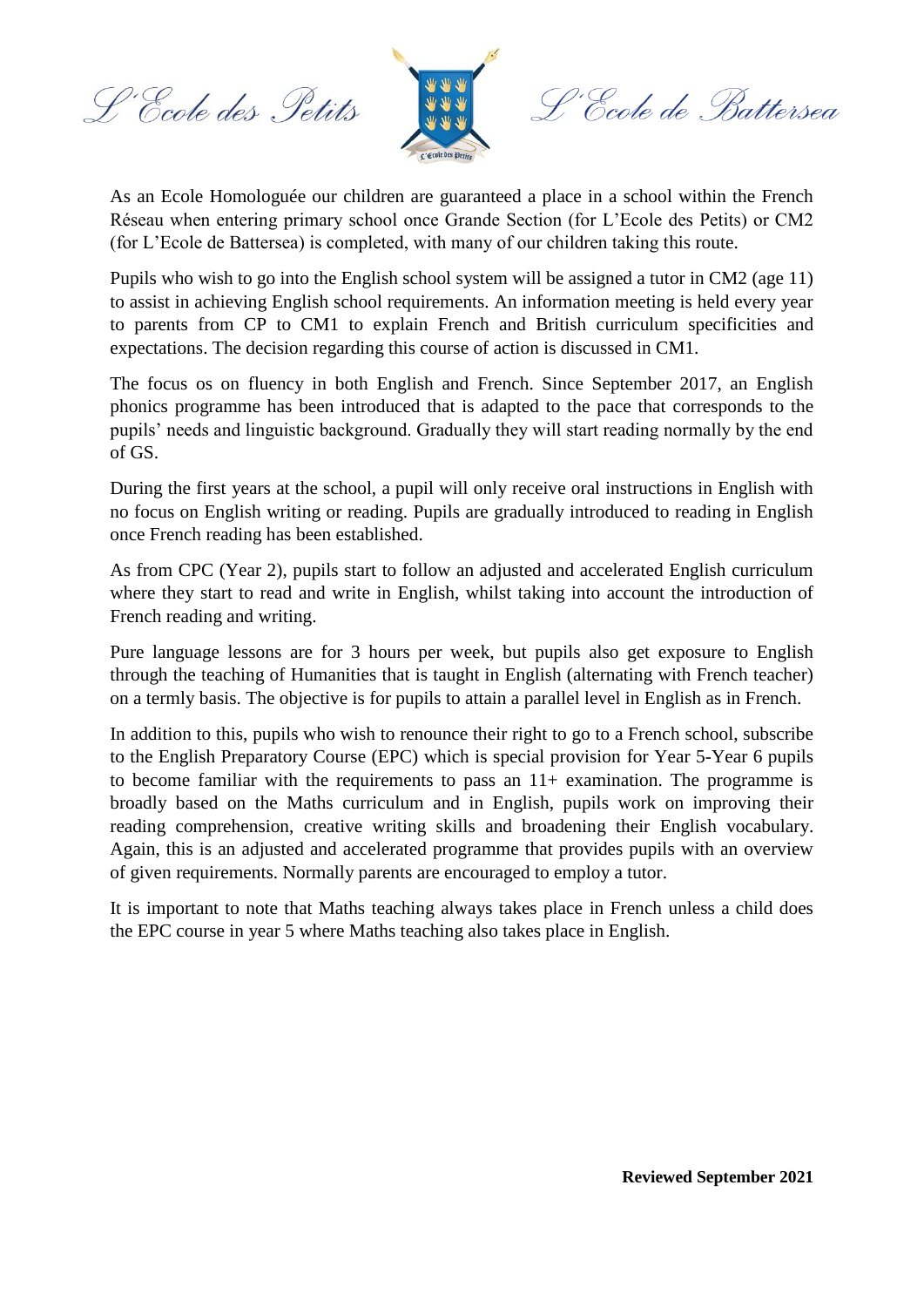As an Ecole Homologuée our children are guaranteed a place in a school within the French Réseau when entering primary school once Grande Section (for L'Ecole des Petits) or CM2 (for L'Ecole de Battersea) is completed, with many of our children taking this route.

Pupils who wish to go into the English school system will be assigned a tutor in CM2 (age 11) to assist in achieving English school requirements. An information meeting is held every year to parents from CP to CM1 to explain French and British curriculum specificities and expectations. The decision regarding this course of action is discussed in CM1.

The focus os on fluency in both English and French. Since September 2017, an English phonics programme has been introduced that is adapted to the pace that corresponds to the pupils' needs and linguistic background. Gradually they will start reading normally by the end of GS.

During the first years at the school, a pupil will only receive oral instructions in English with no focus on English writing or reading. Pupils are gradually introduced to reading in English once French reading has been established.

As from CPC (Year 2), pupils start to follow an adjusted and accelerated English curriculum where they start to read and write in English, whilst taking into account the introduction of French reading and writing.

Pure language lessons are for 3 hours per week, but pupils also get exposure to English through the teaching of Humanities that is taught in English (alternating with French teacher) on a termly basis. The objective is for pupils to attain a parallel level in English as in French.

In addition to this, pupils who wish to renounce their right to go to a French school, subscribe to the English Preparatory Course (EPC) which is special provision for Year 5-Year 6 pupils to become familiar with the requirements to pass an 11+ examination. The programme is broadly based on the Maths curriculum and in English, pupils work on improving their reading comprehension, creative writing skills and broadening their English vocabulary. Again, this is an adjusted and accelerated programme that provides pupils with an overview of given requirements. Normally parents are encouraged to employ a tutor.

It is important to note that Maths teaching always takes place in French unless a child does the EPC course in year 5 where Maths teaching also takes place in English.

**Reviewed September 2021**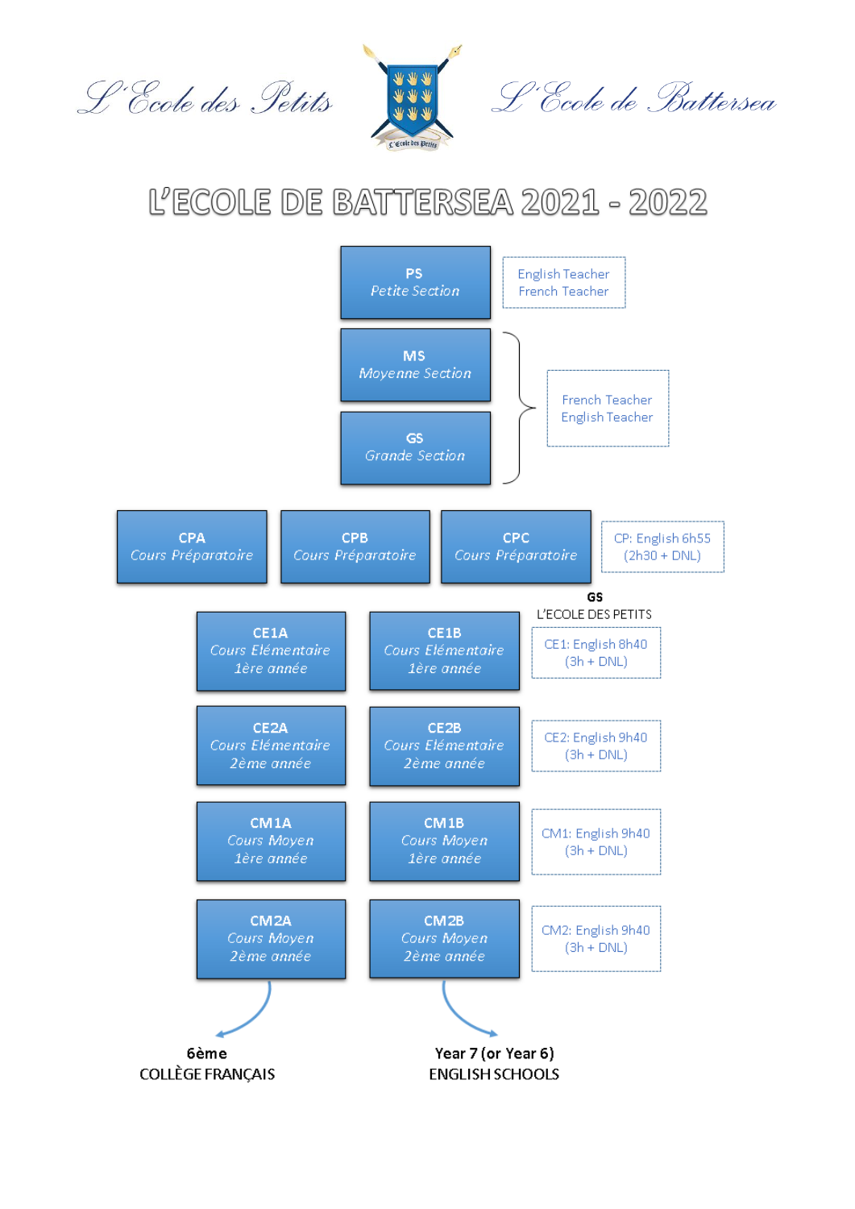L'Ecole des Petits — L'Ecole de Battersea

# L'ECOLE DE BATTERSEA 2021 - 2022

**PS**
*Petite Section*

English Teacher
French Teacher

**MS**
*Moyenne Section*

**GS**
*Grande Section*

French Teacher
English Teacher

**CPA**
*Cours Préparatoire*

**CPB**
*Cours Préparatoire*

**CPC**
*Cours Préparatoire*

CP: English 6h55 (2h30 + DNL)

**GS**
L'ECOLE DES PETITS

**CE1A**
*Cours Elémentaire 1ère année*

**CE1B**
*Cours Elémentaire 1ère année*

CE1: English 8h40 (3h + DNL)

**CE2A**
*Cours Elémentaire 2ème année*

**CE2B**
*Cours Elémentaire 2ème année*

CE2: English 9h40 (3h + DNL)

**CM1A**
*Cours Moyen 1ère année*

**CM1B**
*Cours Moyen 1ère année*

CM1: English 9h40 (3h + DNL)

**CM2A**
*Cours Moyen 2ème année*

**CM2B**
*Cours Moyen 2ème année*

CM2: English 9h40 (3h + DNL)

**6ème**
COLLÈGE FRANÇAIS

**Year 7 (or Year 6)**
ENGLISH SCHOOLS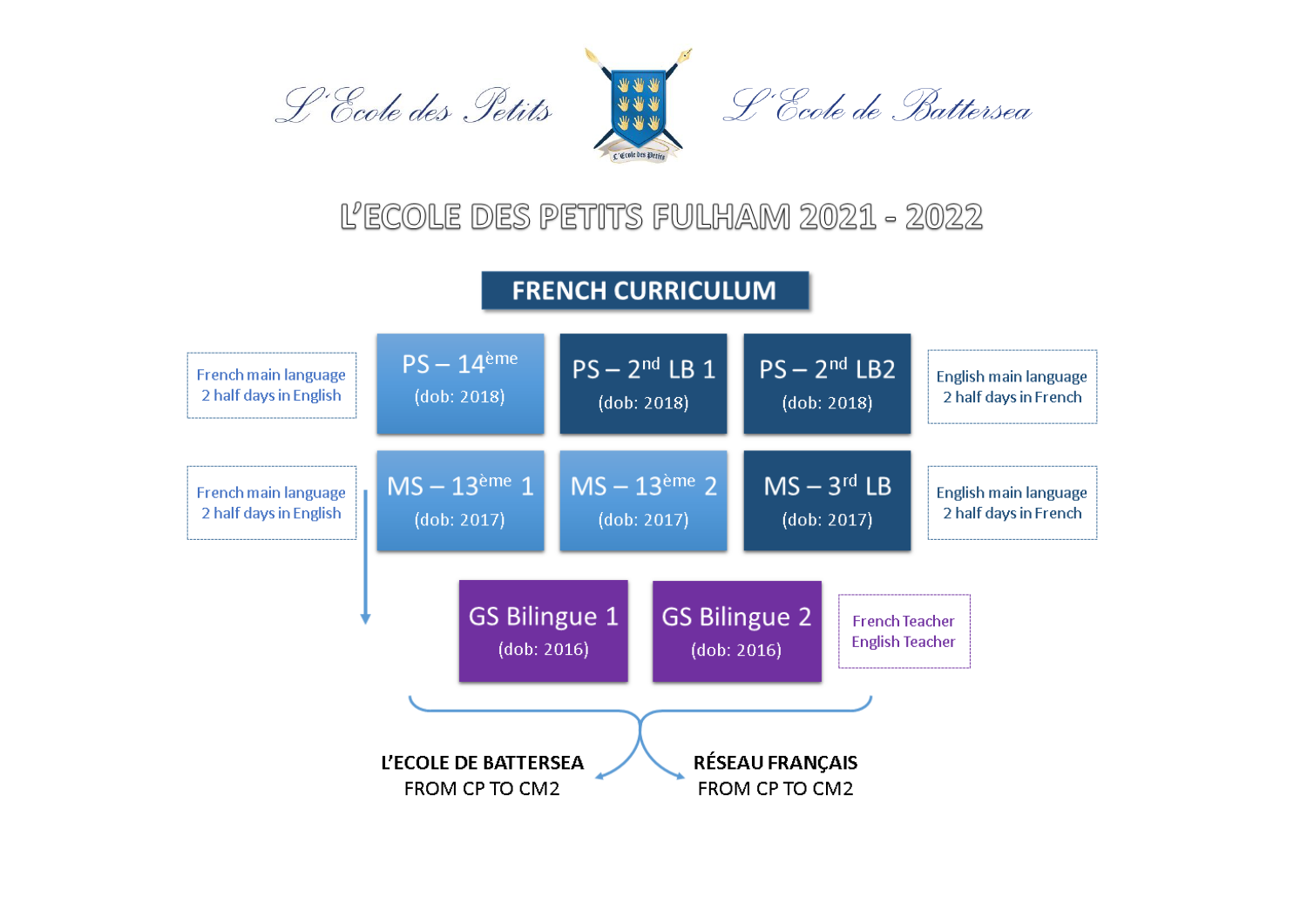L'Ecole des Petits — L'Ecole de Battersea

# L'ECOLE DES PETITS FULHAM 2021 - 2022

## FRENCH CURRICULUM

French main language
2 half days in English

PS – 14ème
(dob: 2018)

PS – 2nd LB 1
(dob: 2018)

PS – 2nd LB2
(dob: 2018)

English main language
2 half days in French

French main language
2 half days in English

MS – 13ème 1
(dob: 2017)

MS – 13ème 2
(dob: 2017)

MS – 3rd LB
(dob: 2017)

English main language
2 half days in French

GS Bilingue 1
(dob: 2016)

GS Bilingue 2
(dob: 2016)

French Teacher
English Teacher

**L'ECOLE DE BATTERSEA**
FROM CP TO CM2

**RÉSEAU FRANÇAIS**
FROM CP TO CM2